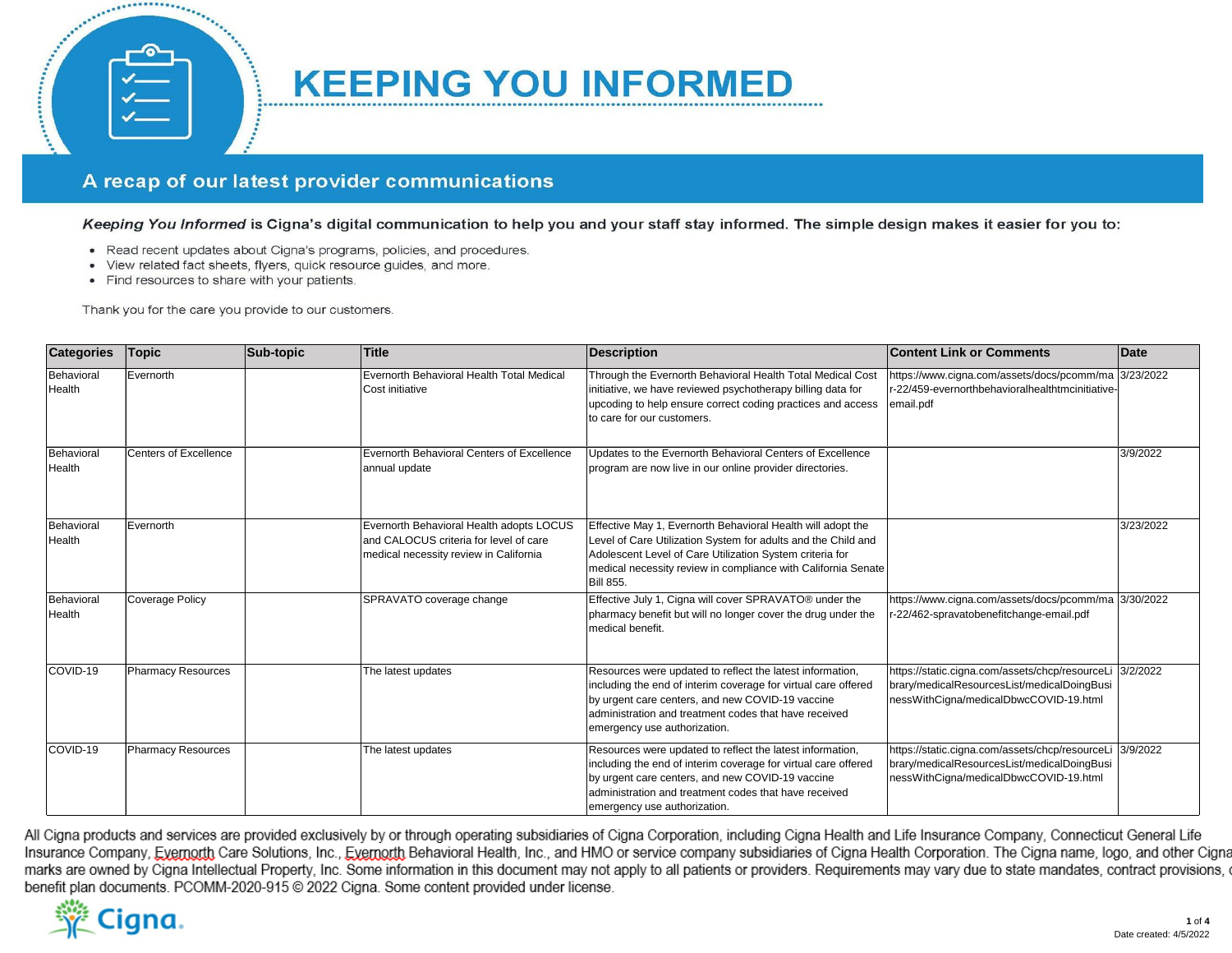# KEEPING YOU INFORMED

## A recap of our latest provider communications

***Keeping You Informed*** **is Cigna's digital communication to help you and your staff stay informed. The simple design makes it easier for you to:**

- Read recent updates about Cigna's programs, policies, and procedures.
- View related fact sheets, flyers, quick resource guides, and more.
- Find resources to share with your patients.

Thank you for the care you provide to our customers.

| Categories | Topic | Sub-topic | Title | Description | Content Link or Comments | Date |
|---|---|---|---|---|---|---|
| Behavioral Health | Evernorth | | Evernorth Behavioral Health Total Medical Cost initiative | Through the Evernorth Behavioral Health Total Medical Cost initiative, we have reviewed psychotherapy billing data for upcoding to help ensure correct coding practices and access to care for our customers. | https://www.cigna.com/assets/docs/pcomm/mar-22/459-evernorthbehavioralhealthtmcinitiative-email.pdf | 3/23/2022 |
| Behavioral Health | Centers of Excellence | | Evernorth Behavioral Centers of Excellence annual update | Updates to the Evernorth Behavioral Centers of Excellence program are now live in our online provider directories. | | 3/9/2022 |
| Behavioral Health | Evernorth | | Evernorth Behavioral Health adopts LOCUS and CALOCUS criteria for level of care medical necessity review in California | Effective May 1, Evernorth Behavioral Health will adopt the Level of Care Utilization System for adults and the Child and Adolescent Level of Care Utilization System criteria for medical necessity review in compliance with California Senate Bill 855. | | 3/23/2022 |
| Behavioral Health | Coverage Policy | | SPRAVATO coverage change | Effective July 1, Cigna will cover SPRAVATO® under the pharmacy benefit but will no longer cover the drug under the medical benefit. | https://www.cigna.com/assets/docs/pcomm/mar-22/462-spravatobenefitchange-email.pdf | 3/30/2022 |
| COVID-19 | Pharmacy Resources | | The latest updates | Resources were updated to reflect the latest information, including the end of interim coverage for virtual care offered by urgent care centers, and new COVID-19 vaccine administration and treatment codes that have received emergency use authorization. | https://static.cigna.com/assets/chcp/resourceLibrary/medicalResourcesList/medicalDoingBusinessWithCigna/medicalDbwcCOVID-19.html | 3/2/2022 |
| COVID-19 | Pharmacy Resources | | The latest updates | Resources were updated to reflect the latest information, including the end of interim coverage for virtual care offered by urgent care centers, and new COVID-19 vaccine administration and treatment codes that have received emergency use authorization. | https://static.cigna.com/assets/chcp/resourceLibrary/medicalResourcesList/medicalDoingBusinessWithCigna/medicalDbwcCOVID-19.html | 3/9/2022 |

All Cigna products and services are provided exclusively by or through operating subsidiaries of Cigna Corporation, including Cigna Health and Life Insurance Company, Connecticut General Life Insurance Company, Evernorth Care Solutions, Inc., Evernorth Behavioral Health, Inc., and HMO or service company subsidiaries of Cigna Health Corporation. The Cigna name, logo, and other Cigna marks are owned by Cigna Intellectual Property, Inc. Some information in this document may not apply to all patients or providers. Requirements may vary due to state mandates, contract provisions, or benefit plan documents. PCOMM-2020-915 © 2022 Cigna. Some content provided under license.

Date created: 4/5/2022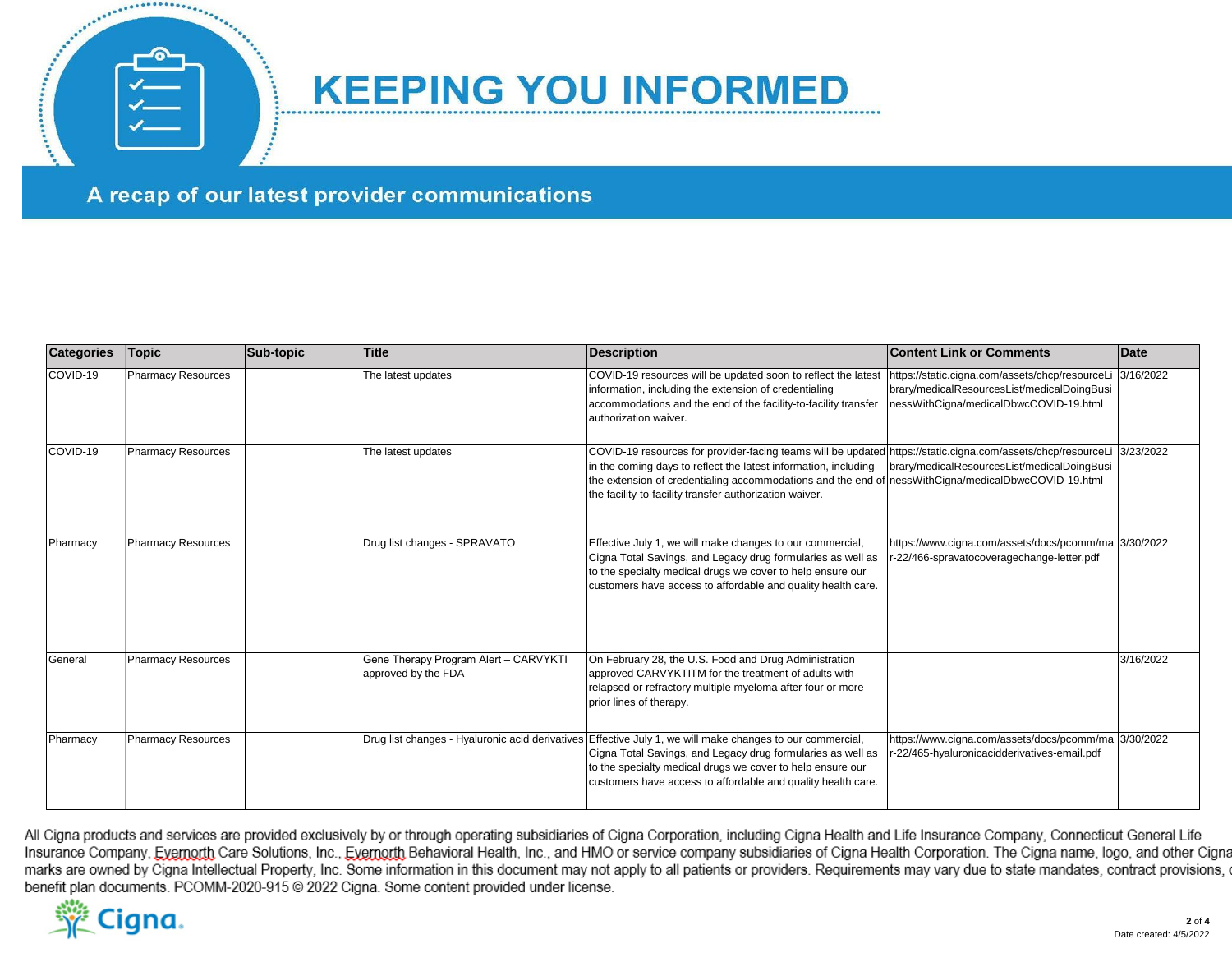# KEEPING YOU INFORMED

## A recap of our latest provider communications

| Categories | Topic | Sub-topic | Title | Description | Content Link or Comments | Date |
|---|---|---|---|---|---|---|
| COVID-19 | Pharmacy Resources | | The latest updates | COVID-19 resources will be updated soon to reflect the latest information, including the extension of credentialing accommodations and the end of the facility-to-facility transfer authorization waiver. | https://static.cigna.com/assets/chcp/resourceLibrary/medicalResourcesList/medicalDoingBusinessWithCigna/medicalDbwcCOVID-19.html | 3/16/2022 |
| COVID-19 | Pharmacy Resources | | The latest updates | COVID-19 resources for provider-facing teams will be updated in the coming days to reflect the latest information, including the extension of credentialing accommodations and the end of the facility-to-facility transfer authorization waiver. | https://static.cigna.com/assets/chcp/resourceLibrary/medicalResourcesList/medicalDoingBusinessWithCigna/medicalDbwcCOVID-19.html | 3/23/2022 |
| Pharmacy | Pharmacy Resources | | Drug list changes - SPRAVATO | Effective July 1, we will make changes to our commercial, Cigna Total Savings, and Legacy drug formularies as well as to the specialty medical drugs we cover to help ensure our customers have access to affordable and quality health care. | https://www.cigna.com/assets/docs/pcomm/mar-22/466-spravatocoveragechange-letter.pdf | 3/30/2022 |
| General | Pharmacy Resources | | Gene Therapy Program Alert – CARVYKTI approved by the FDA | On February 28, the U.S. Food and Drug Administration approved CARVYKTITM for the treatment of adults with relapsed or refractory multiple myeloma after four or more prior lines of therapy. | | 3/16/2022 |
| Pharmacy | Pharmacy Resources | | Drug list changes - Hyaluronic acid derivatives | Effective July 1, we will make changes to our commercial, Cigna Total Savings, and Legacy drug formularies as well as to the specialty medical drugs we cover to help ensure our customers have access to affordable and quality health care. | https://www.cigna.com/assets/docs/pcomm/mar-22/465-hyaluronicacidderivatives-email.pdf | 3/30/2022 |

All Cigna products and services are provided exclusively by or through operating subsidiaries of Cigna Corporation, including Cigna Health and Life Insurance Company, Connecticut General Life Insurance Company, Evernorth Care Solutions, Inc., Evernorth Behavioral Health, Inc., and HMO or service company subsidiaries of Cigna Health Corporation. The Cigna name, logo, and other Cigna marks are owned by Cigna Intellectual Property, Inc. Some information in this document may not apply to all patients or providers. Requirements may vary due to state mandates, contract provisions, or benefit plan documents. PCOMM-2020-915 © 2022 Cigna. Some content provided under license.

Cigna.

Date created: 4/5/2022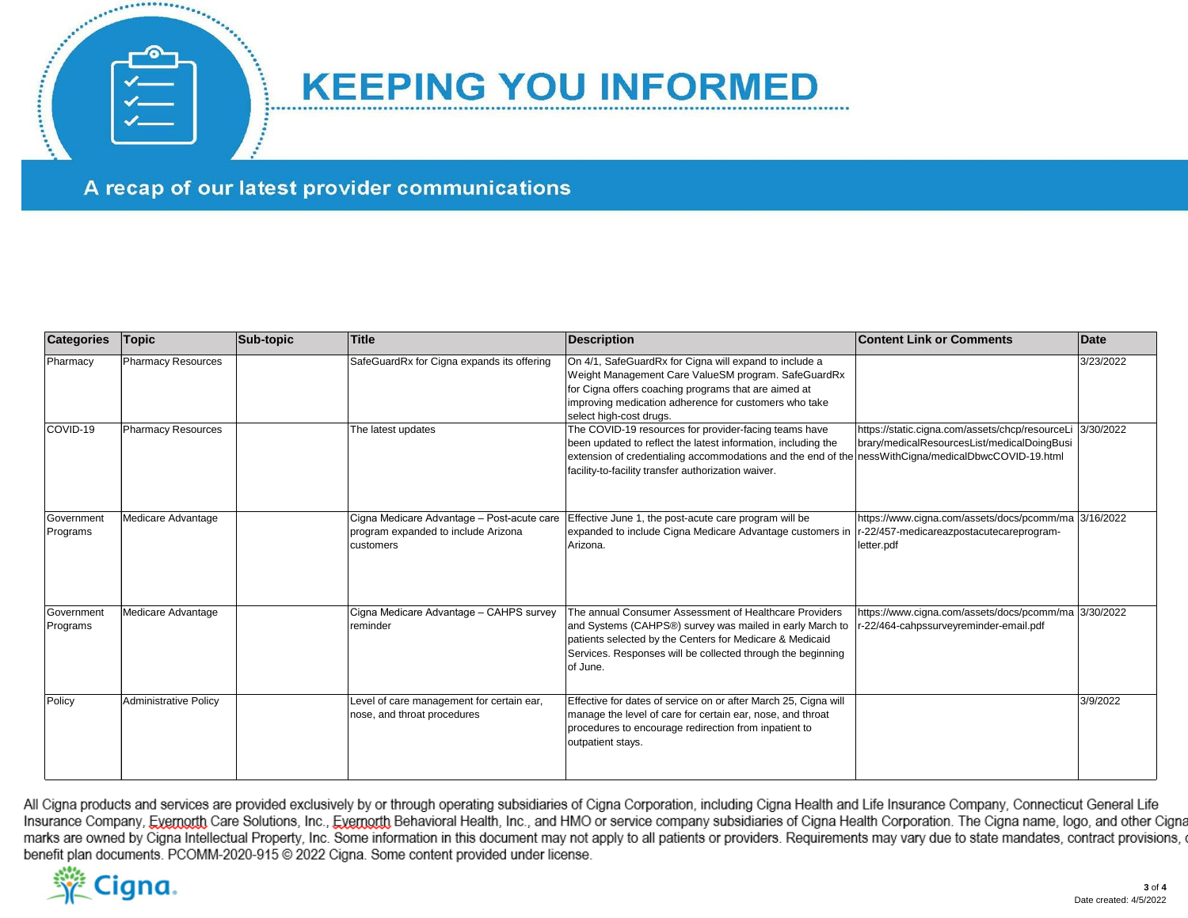# KEEPING YOU INFORMED

## A recap of our latest provider communications

| Categories | Topic | Sub-topic | Title | Description | Content Link or Comments | Date |
|---|---|---|---|---|---|---|
| Pharmacy | Pharmacy Resources | | SafeGuardRx for Cigna expands its offering | On 4/1, SafeGuardRx for Cigna will expand to include a Weight Management Care ValueSM program. SafeGuardRx for Cigna offers coaching programs that are aimed at improving medication adherence for customers who take select high-cost drugs. | | 3/23/2022 |
| COVID-19 | Pharmacy Resources | | The latest updates | The COVID-19 resources for provider-facing teams have been updated to reflect the latest information, including the extension of credentialing accommodations and the end of the facility-to-facility transfer authorization waiver. | https://static.cigna.com/assets/chcp/resourceLibrary/medicalResourcesList/medicalDoingBusinessWithCigna/medicalDbwcCOVID-19.html | 3/30/2022 |
| Government Programs | Medicare Advantage | | Cigna Medicare Advantage – Post-acute care program expanded to include Arizona customers | Effective June 1, the post-acute care program will be expanded to include Cigna Medicare Advantage customers in Arizona. | https://www.cigna.com/assets/docs/pcomm/mar-22/457-medicareazpostacutecareprogram-letter.pdf | 3/16/2022 |
| Government Programs | Medicare Advantage | | Cigna Medicare Advantage – CAHPS survey reminder | The annual Consumer Assessment of Healthcare Providers and Systems (CAHPS®) survey was mailed in early March to patients selected by the Centers for Medicare & Medicaid Services. Responses will be collected through the beginning of June. | https://www.cigna.com/assets/docs/pcomm/mar-22/464-cahpssurveyreminder-email.pdf | 3/30/2022 |
| Policy | Administrative Policy | | Level of care management for certain ear, nose, and throat procedures | Effective for dates of service on or after March 25, Cigna will manage the level of care for certain ear, nose, and throat procedures to encourage redirection from inpatient to outpatient stays. | | 3/9/2022 |

All Cigna products and services are provided exclusively by or through operating subsidiaries of Cigna Corporation, including Cigna Health and Life Insurance Company, Connecticut General Life Insurance Company, Evernorth Care Solutions, Inc., Evernorth Behavioral Health, Inc., and HMO or service company subsidiaries of Cigna Health Corporation. The Cigna name, logo, and other Cigna marks are owned by Cigna Intellectual Property, Inc. Some information in this document may not apply to all patients or providers. Requirements may vary due to state mandates, contract provisions, or benefit plan documents. PCOMM-2020-915 © 2022 Cigna. Some content provided under license.

Date created: 4/5/2022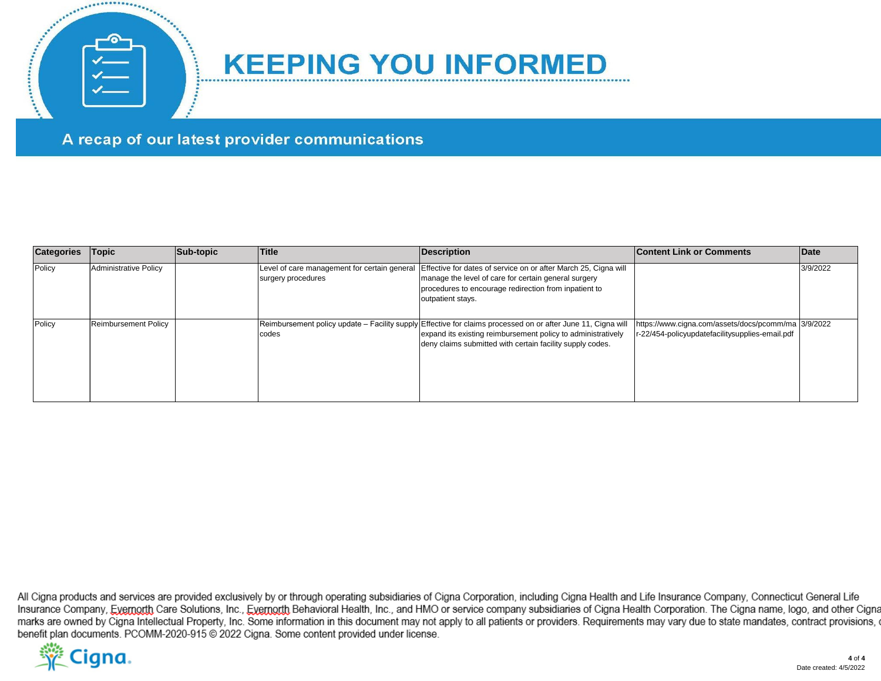# KEEPING YOU INFORMED

A recap of our latest provider communications

| Categories | Topic | Sub-topic | Title | Description | Content Link or Comments | Date |
|---|---|---|---|---|---|---|
| Policy | Administrative Policy | | Level of care management for certain general surgery procedures | Effective for dates of service on or after March 25, Cigna will manage the level of care for certain general surgery procedures to encourage redirection from inpatient to outpatient stays. | | 3/9/2022 |
| Policy | Reimbursement Policy | | Reimbursement policy update – Facility supply codes | Effective for claims processed on or after June 11, Cigna will expand its existing reimbursement policy to administratively deny claims submitted with certain facility supply codes. | https://www.cigna.com/assets/docs/pcomm/mar-22/454-policyupdatefacilitysupplies-email.pdf | 3/9/2022 |

All Cigna products and services are provided exclusively by or through operating subsidiaries of Cigna Corporation, including Cigna Health and Life Insurance Company, Connecticut General Life Insurance Company, Evernorth Care Solutions, Inc., Evernorth Behavioral Health, Inc., and HMO or service company subsidiaries of Cigna Health Corporation. The Cigna name, logo, and other Cigna marks are owned by Cigna Intellectual Property, Inc. Some information in this document may not apply to all patients or providers. Requirements may vary due to state mandates, contract provisions, or benefit plan documents. PCOMM-2020-915 © 2022 Cigna. Some content provided under license.

Date created: 4/5/2022